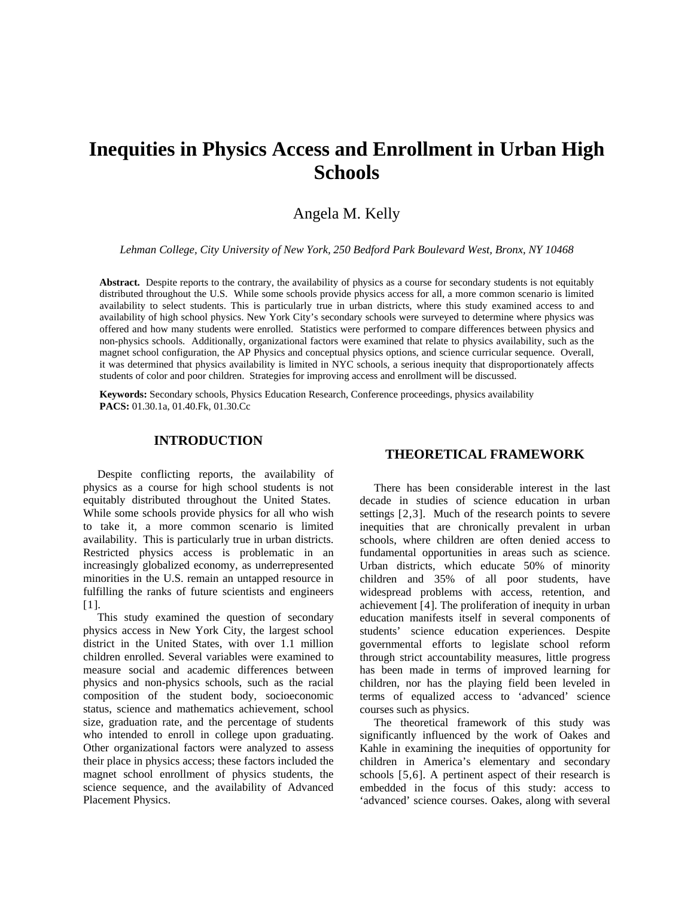# Inequities in Physics Access and Enrollment in Urban High Schools

Angela M. Kelly

*Lehman College, City University of New York, 250 Bedford Park Boulevard West, Bronx, NY 10468*

**Abstract.** Despite reports to the contrary, the availability of physics as a course for secondary students is not equitably distributed throughout the U.S. While some schools provide physics access for all, a more common scenario is limited availability to select students. This is particularly true in urban districts, where this study examined access to and availability of high school physics. New York City's secondary schools were surveyed to determine where physics was offered and how many students were enrolled. Statistics were performed to compare differences between physics and non-physics schools. Additionally, organizational factors were examined that relate to physics availability, such as the magnet school configuration, the AP Physics and conceptual physics options, and science curricular sequence. Overall, it was determined that physics availability is limited in NYC schools, a serious inequity that disproportionately affects students of color and poor children. Strategies for improving access and enrollment will be discussed.

**Keywords:** Secondary schools, Physics Education Research, Conference proceedings, physics availability
**PACS:** 01.30.1a, 01.40.Fk, 01.30.Cc

## INTRODUCTION

Despite conflicting reports, the availability of physics as a course for high school students is not equitably distributed throughout the United States. While some schools provide physics for all who wish to take it, a more common scenario is limited availability. This is particularly true in urban districts. Restricted physics access is problematic in an increasingly globalized economy, as underrepresented minorities in the U.S. remain an untapped resource in fulfilling the ranks of future scientists and engineers [1].

This study examined the question of secondary physics access in New York City, the largest school district in the United States, with over 1.1 million children enrolled. Several variables were examined to measure social and academic differences between physics and non-physics schools, such as the racial composition of the student body, socioeconomic status, science and mathematics achievement, school size, graduation rate, and the percentage of students who intended to enroll in college upon graduating. Other organizational factors were analyzed to assess their place in physics access; these factors included the magnet school enrollment of physics students, the science sequence, and the availability of Advanced Placement Physics.

## THEORETICAL FRAMEWORK

There has been considerable interest in the last decade in studies of science education in urban settings [2,3]. Much of the research points to severe inequities that are chronically prevalent in urban schools, where children are often denied access to fundamental opportunities in areas such as science. Urban districts, which educate 50% of minority children and 35% of all poor students, have widespread problems with access, retention, and achievement [4]. The proliferation of inequity in urban education manifests itself in several components of students' science education experiences. Despite governmental efforts to legislate school reform through strict accountability measures, little progress has been made in terms of improved learning for children, nor has the playing field been leveled in terms of equalized access to 'advanced' science courses such as physics.

The theoretical framework of this study was significantly influenced by the work of Oakes and Kahle in examining the inequities of opportunity for children in America's elementary and secondary schools [5,6]. A pertinent aspect of their research is embedded in the focus of this study: access to 'advanced' science courses. Oakes, along with several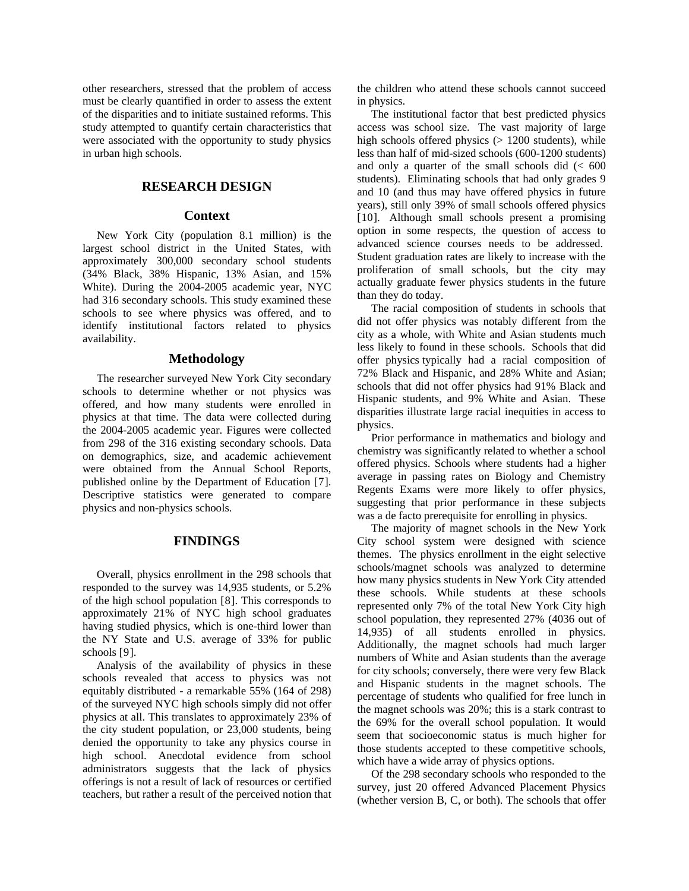other researchers, stressed that the problem of access must be clearly quantified in order to assess the extent of the disparities and to initiate sustained reforms. This study attempted to quantify certain characteristics that were associated with the opportunity to study physics in urban high schools.

## RESEARCH DESIGN

### Context

New York City (population 8.1 million) is the largest school district in the United States, with approximately 300,000 secondary school students (34% Black, 38% Hispanic, 13% Asian, and 15% White). During the 2004-2005 academic year, NYC had 316 secondary schools. This study examined these schools to see where physics was offered, and to identify institutional factors related to physics availability.

### Methodology

The researcher surveyed New York City secondary schools to determine whether or not physics was offered, and how many students were enrolled in physics at that time. The data were collected during the 2004-2005 academic year. Figures were collected from 298 of the 316 existing secondary schools. Data on demographics, size, and academic achievement were obtained from the Annual School Reports, published online by the Department of Education [7]. Descriptive statistics were generated to compare physics and non-physics schools.

## FINDINGS

Overall, physics enrollment in the 298 schools that responded to the survey was 14,935 students, or 5.2% of the high school population [8]. This corresponds to approximately 21% of NYC high school graduates having studied physics, which is one-third lower than the NY State and U.S. average of 33% for public schools [9].

Analysis of the availability of physics in these schools revealed that access to physics was not equitably distributed - a remarkable 55% (164 of 298) of the surveyed NYC high schools simply did not offer physics at all. This translates to approximately 23% of the city student population, or 23,000 students, being denied the opportunity to take any physics course in high school. Anecdotal evidence from school administrators suggests that the lack of physics offerings is not a result of lack of resources or certified teachers, but rather a result of the perceived notion that the children who attend these schools cannot succeed in physics.

The institutional factor that best predicted physics access was school size. The vast majority of large high schools offered physics (> 1200 students), while less than half of mid-sized schools (600-1200 students) and only a quarter of the small schools did (< 600 students). Eliminating schools that had only grades 9 and 10 (and thus may have offered physics in future years), still only 39% of small schools offered physics [10]. Although small schools present a promising option in some respects, the question of access to advanced science courses needs to be addressed. Student graduation rates are likely to increase with the proliferation of small schools, but the city may actually graduate fewer physics students in the future than they do today.

The racial composition of students in schools that did not offer physics was notably different from the city as a whole, with White and Asian students much less likely to found in these schools. Schools that did offer physics typically had a racial composition of 72% Black and Hispanic, and 28% White and Asian; schools that did not offer physics had 91% Black and Hispanic students, and 9% White and Asian. These disparities illustrate large racial inequities in access to physics.

Prior performance in mathematics and biology and chemistry was significantly related to whether a school offered physics. Schools where students had a higher average in passing rates on Biology and Chemistry Regents Exams were more likely to offer physics, suggesting that prior performance in these subjects was a de facto prerequisite for enrolling in physics.

The majority of magnet schools in the New York City school system were designed with science themes. The physics enrollment in the eight selective schools/magnet schools was analyzed to determine how many physics students in New York City attended these schools. While students at these schools represented only 7% of the total New York City high school population, they represented 27% (4036 out of 14,935) of all students enrolled in physics. Additionally, the magnet schools had much larger numbers of White and Asian students than the average for city schools; conversely, there were very few Black and Hispanic students in the magnet schools. The percentage of students who qualified for free lunch in the magnet schools was 20%; this is a stark contrast to the 69% for the overall school population. It would seem that socioeconomic status is much higher for those students accepted to these competitive schools, which have a wide array of physics options.

Of the 298 secondary schools who responded to the survey, just 20 offered Advanced Placement Physics (whether version B, C, or both). The schools that offer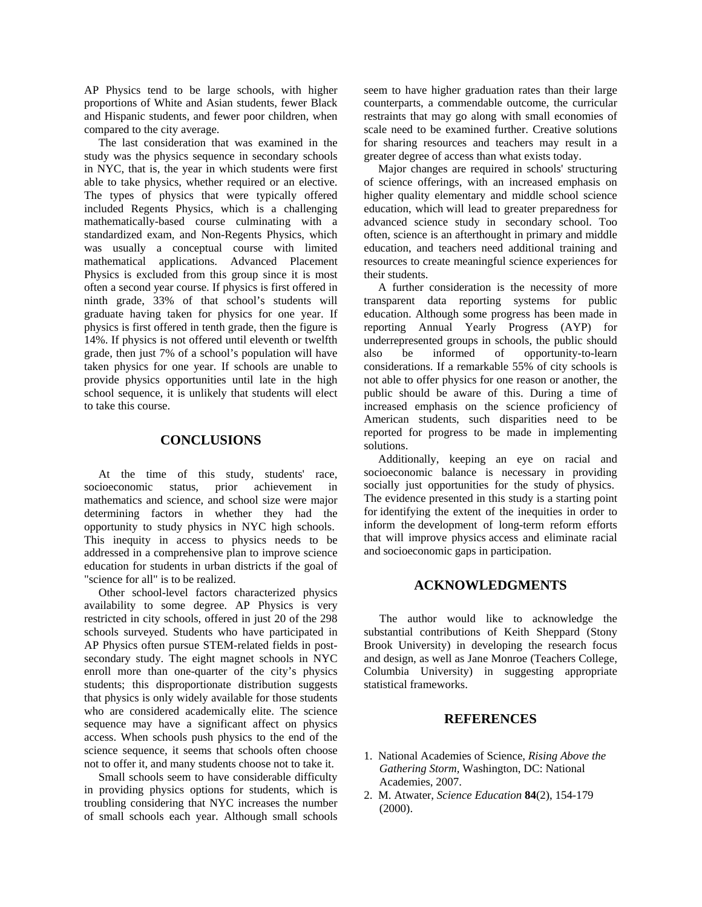AP Physics tend to be large schools, with higher proportions of White and Asian students, fewer Black and Hispanic students, and fewer poor children, when compared to the city average.

The last consideration that was examined in the study was the physics sequence in secondary schools in NYC, that is, the year in which students were first able to take physics, whether required or an elective. The types of physics that were typically offered included Regents Physics, which is a challenging mathematically-based course culminating with a standardized exam, and Non-Regents Physics, which was usually a conceptual course with limited mathematical applications. Advanced Placement Physics is excluded from this group since it is most often a second year course. If physics is first offered in ninth grade, 33% of that school's students will graduate having taken for physics for one year. If physics is first offered in tenth grade, then the figure is 14%. If physics is not offered until eleventh or twelfth grade, then just 7% of a school's population will have taken physics for one year. If schools are unable to provide physics opportunities until late in the high school sequence, it is unlikely that students will elect to take this course.

## CONCLUSIONS

At the time of this study, students' race, socioeconomic status, prior achievement in mathematics and science, and school size were major determining factors in whether they had the opportunity to study physics in NYC high schools. This inequity in access to physics needs to be addressed in a comprehensive plan to improve science education for students in urban districts if the goal of "science for all" is to be realized.

Other school-level factors characterized physics availability to some degree. AP Physics is very restricted in city schools, offered in just 20 of the 298 schools surveyed. Students who have participated in AP Physics often pursue STEM-related fields in post-secondary study. The eight magnet schools in NYC enroll more than one-quarter of the city's physics students; this disproportionate distribution suggests that physics is only widely available for those students who are considered academically elite. The science sequence may have a significant affect on physics access. When schools push physics to the end of the science sequence, it seems that schools often choose not to offer it, and many students choose not to take it.

Small schools seem to have considerable difficulty in providing physics options for students, which is troubling considering that NYC increases the number of small schools each year. Although small schools seem to have higher graduation rates than their large counterparts, a commendable outcome, the curricular restraints that may go along with small economies of scale need to be examined further. Creative solutions for sharing resources and teachers may result in a greater degree of access than what exists today.

Major changes are required in schools' structuring of science offerings, with an increased emphasis on higher quality elementary and middle school science education, which will lead to greater preparedness for advanced science study in secondary school. Too often, science is an afterthought in primary and middle education, and teachers need additional training and resources to create meaningful science experiences for their students.

A further consideration is the necessity of more transparent data reporting systems for public education. Although some progress has been made in reporting Annual Yearly Progress (AYP) for underrepresented groups in schools, the public should also be informed of opportunity-to-learn considerations. If a remarkable 55% of city schools is not able to offer physics for one reason or another, the public should be aware of this. During a time of increased emphasis on the science proficiency of American students, such disparities need to be reported for progress to be made in implementing solutions.

Additionally, keeping an eye on racial and socioeconomic balance is necessary in providing socially just opportunities for the study of physics. The evidence presented in this study is a starting point for identifying the extent of the inequities in order to inform the development of long-term reform efforts that will improve physics access and eliminate racial and socioeconomic gaps in participation.

## ACKNOWLEDGMENTS

The author would like to acknowledge the substantial contributions of Keith Sheppard (Stony Brook University) in developing the research focus and design, as well as Jane Monroe (Teachers College, Columbia University) in suggesting appropriate statistical frameworks.

## REFERENCES

1. National Academies of Science, *Rising Above the Gathering Storm*, Washington, DC: National Academies, 2007.
2. M. Atwater, *Science Education* **84**(2), 154-179 (2000).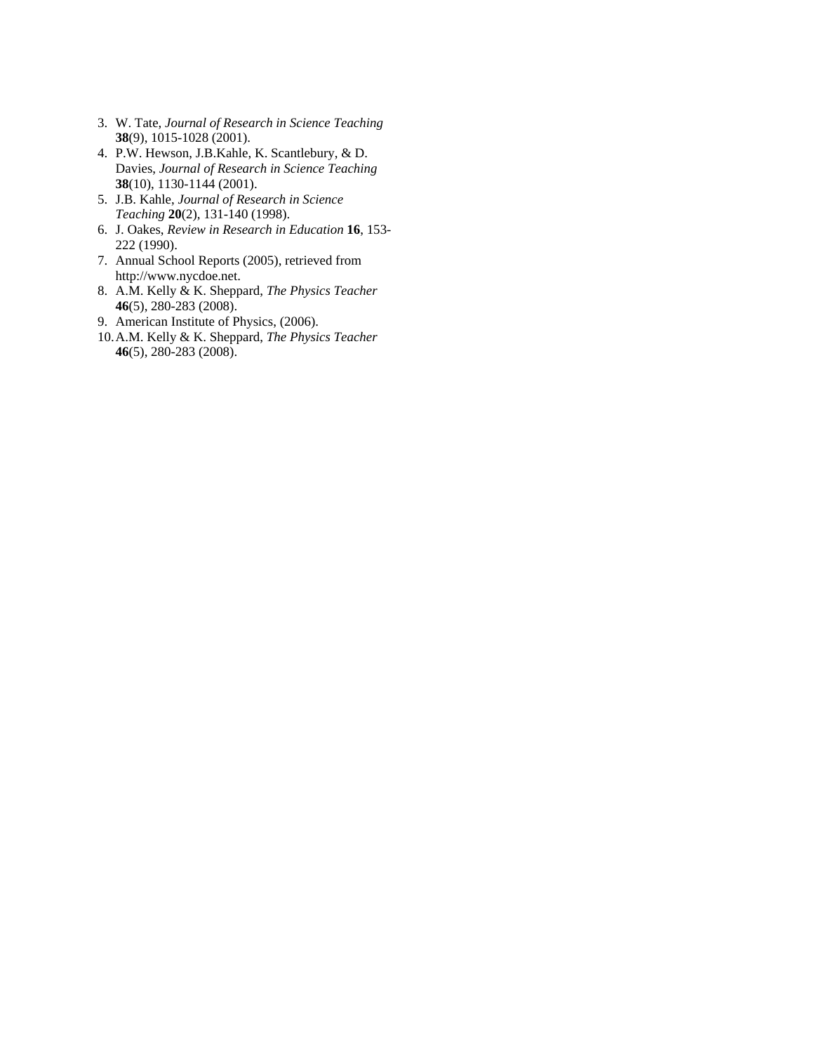3. W. Tate, *Journal of Research in Science Teaching* **38**(9), 1015-1028 (2001).
4. P.W. Hewson, J.B.Kahle, K. Scantlebury, & D. Davies, *Journal of Research in Science Teaching* **38**(10), 1130-1144 (2001).
5. J.B. Kahle, *Journal of Research in Science Teaching* **20**(2), 131-140 (1998).
6. J. Oakes, *Review in Research in Education* **16**, 153-222 (1990).
7. Annual School Reports (2005), retrieved from http://www.nycdoe.net.
8. A.M. Kelly & K. Sheppard, *The Physics Teacher* **46**(5), 280-283 (2008).
9. American Institute of Physics, (2006).
10. A.M. Kelly & K. Sheppard, *The Physics Teacher* **46**(5), 280-283 (2008).